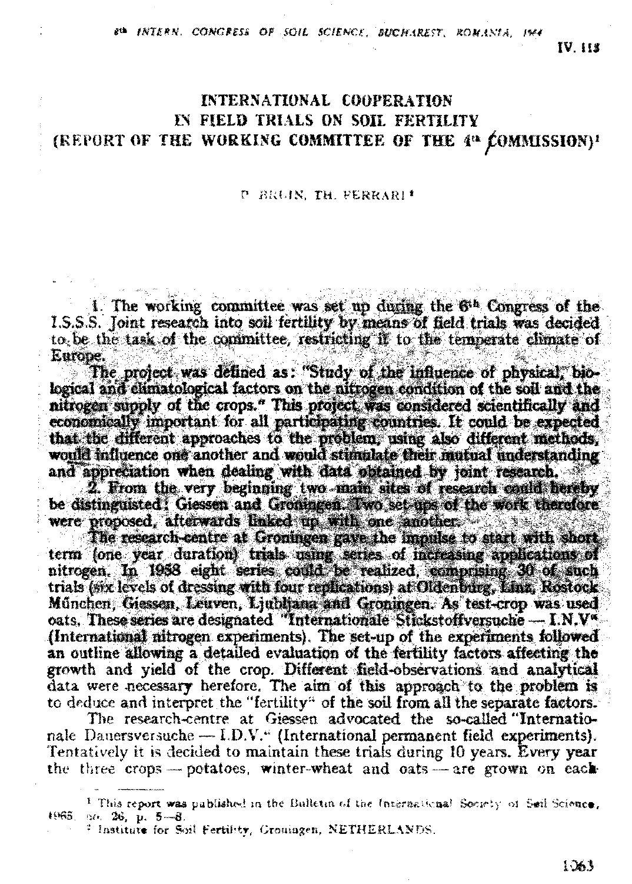# INTERNATIONAL COOPERATION IN FIELD TRIALS ON SOIL FERTILITY (REPORT OF THE WORKING COMMITTEE OF THE 4[th] COMMISSION)[1]

P. BRUIN, TH. FERRARI[2]

1. The working committee was set up during the 6[th] Congress of the I.S.S.S. Joint research into soil fertility by means of field trials was decided to be the task of the committee, restricting it to the temperate climate of Europe.

The project was defined as: "Study of the influence of physical, biological and climatological factors on the nitrogen condition of the soil and the nitrogen supply of the crops." This project was considered scientifically and economically important for all participating countries. It could be expected that the different approaches to the problem, using also different methods, would influence one another and would stimulate their mutual understanding and appreciation when dealing with data obtained by joint research.

2. From the very beginning two main sites of research could hereby be distinguished: Giessen and Groningen. Two set-ups of the work therefore were proposed, afterwards linked up with one another.

The research-centre at Groningen gave the impulse to start with short term (one year duration) trials using series of increasing applications of nitrogen. In 1958 eight series could be realized, comprising 30 of such trials (six levels of dressing with four replications) at Oldenburg, Linz, Rostock München, Giessen, Leuven, Ljubljana and Groningen. As test-crop was used oats. These series are designated "Internationale Stickstoffversuche — I.N.V" (International nitrogen experiments). The set-up of the experiments followed an outline allowing a detailed evaluation of the fertility factors affecting the growth and yield of the crop. Different field-observations and analytical data were necessary herefore. The aim of this approach to the problem is to deduce and interpret the "fertility" of the soil from all the separate factors.

The research-centre at Giessen advocated the so-called "Internationale Dauersversuche — I.D.V." (International permanent field experiments). Tentatively it is decided to maintain these trials during 10 years. Every year the three crops — potatoes, winter-wheat and oats — are grown on each

[1] This report was published in the Bulletin of the International Society of Soil Science, 1965, no. 26, p. 5—8.

[2] Institute for Soil Fertility, Groningen, NETHERLANDS.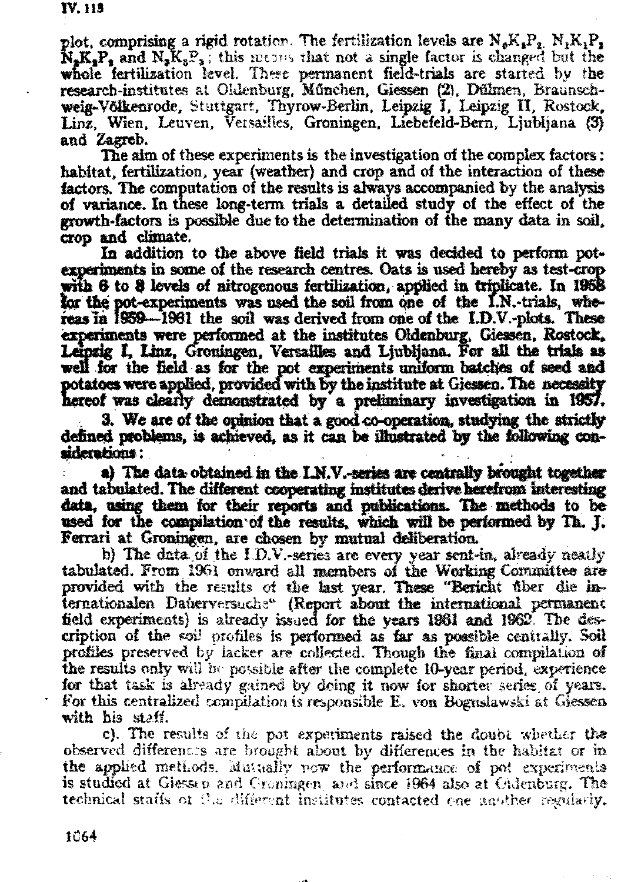plot, comprising a rigid rotation. The fertilization levels are $N_0K_2P_2$, $N_1K_1P_1$, $N_2K_2P_2$ and $N_3K_3P_3$; this means that not a single factor is changed but the whole fertilization level. These permanent field-trials are started by the research-institutes at Oldenburg, München, Giessen (2), Dülmen, Braunschweig-Völkenrode, Stuttgart, Thyrow-Berlin, Leipzig I, Leipzig II, Rostock, Linz, Wien, Leuven, Versailles, Groningen, Liebefeld-Bern, Ljubljana (3) and Zagreb.

The aim of these experiments is the investigation of the complex factors: habitat, fertilization, year (weather) and crop and of the interaction of these factors. The computation of the results is always accompanied by the analysis of variance. In these long-term trials a detailed study of the effect of the growth-factors is possible due to the determination of the many data in soil, crop and climate.

In addition to the above field trials it was decided to perform pot-experiments in some of the research centres. Oats is used hereby as test-crop with 6 to 8 levels of nitrogenous fertilization, applied in triplicate. In 1958 for the pot-experiments was used the soil from one of the I.N.-trials, whereas in 1959—1961 the soil was derived from one of the I.D.V.-plots. These experiments were performed at the institutes Oldenburg, Giessen, Rostock, Leipzig I, Linz, Groningen, Versailles and Ljubljana. For all the trials as well for the field as for the pot experiments uniform batches of seed and potatoes were applied, provided with by the institute at Giessen. The necessity hereof was clearly demonstrated by a preliminary investigation in 1957.

3. We are of the opinion that a good co-operation, studying the strictly defined problems, is achieved, as it can be illustrated by the following considerations:

a) The data obtained in the I.N.V.-series are centrally brought together and tabulated. The different cooperating institutes derive herefrom interesting data, using them for their reports and publications. The methods to be used for the compilation of the results, which will be performed by Th. J. Ferrari at Groningen, are chosen by mutual deliberation.

b) The data of the I.D.V.-series are every year sent-in, already neatly tabulated. From 1961 onward all members of the Working Committee are provided with the results of the last year. These "Bericht über die internationalen Dauerversuche" (Report about the international permanent field experiments) is already issued for the years 1961 and 1962. The description of the soil profiles is performed as far as possible centrally. Soil profiles preserved by lacker are collected. Though the final compilation of the results only will be possible after the complete 10-year period, experience for that task is already gained by doing it now for shorter series of years. For this centralized compilation is responsible E. von Boguslawski at Giessen with his staff.

c). The results of the pot experiments raised the doubt whether the observed differences are brought about by differences in the habitat or in the applied methods. Mutually now the performance of pot experiments is studied at Giessen and Groningen and since 1964 also at Oldenburg. The technical staffs of the different institutes contacted one another regularly.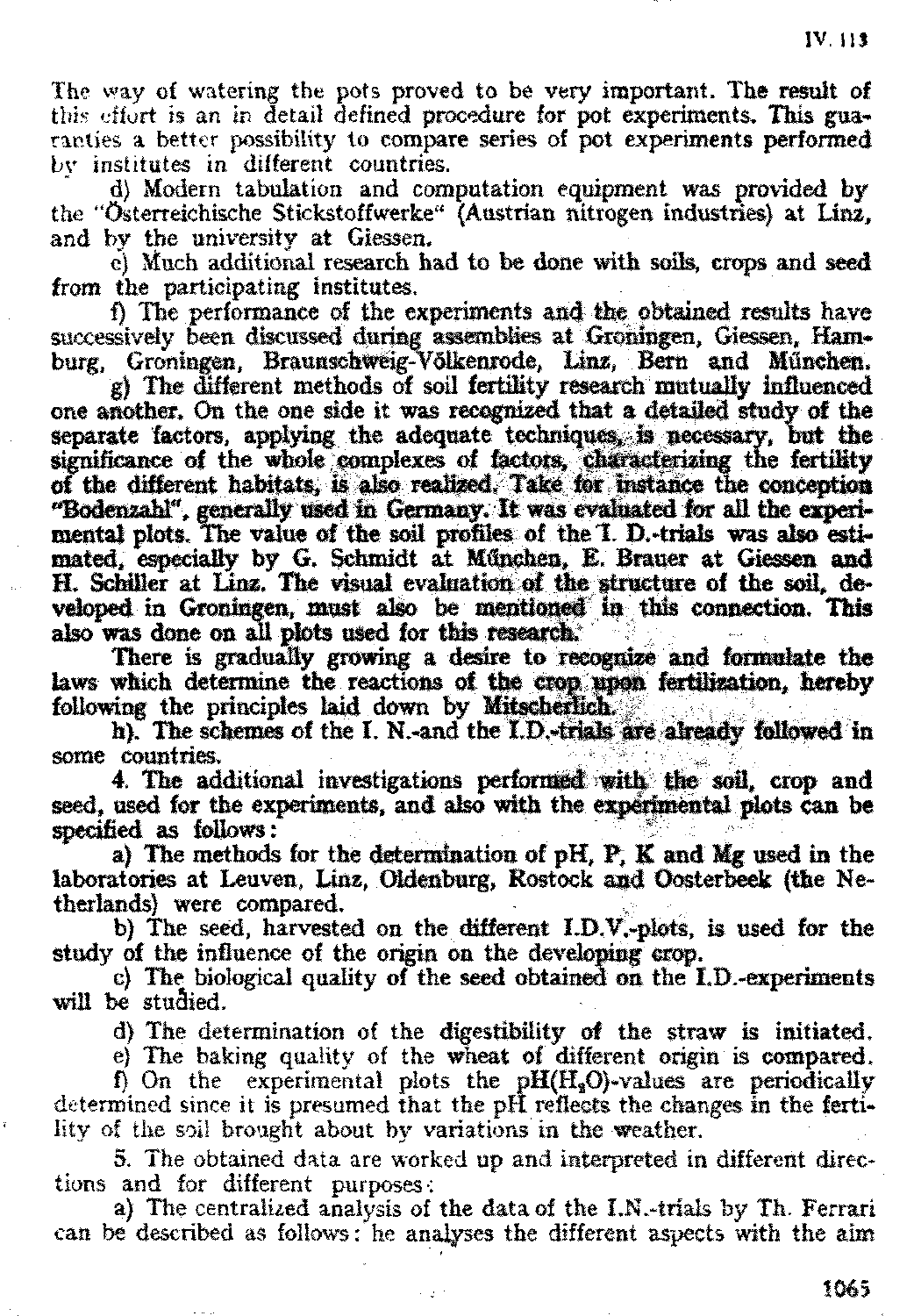The way of watering the pots proved to be very important. The result of this effort is an in detail defined procedure for pot experiments. This guaranties a better possibility to compare series of pot experiments performed by institutes in different countries.

d) Modern tabulation and computation equipment was provided by the "Österreichische Stickstoffwerke" (Austrian nitrogen industries) at Linz, and by the university at Giessen.

e) Much additional research had to be done with soils, crops and seed from the participating institutes.

f) The performance of the experiments and the obtained results have successively been discussed during assemblies at Groningen, Giessen, Hamburg, Groningen, Braunschweig-Völkenrode, Linz, Bern and München.

g) The different methods of soil fertility research mutually influenced one another. On the one side it was recognized that a detailed study of the separate factors, applying the adequate techniques, is necessary, but the significance of the whole complexes of factors, characterizing the fertility of the different habitats, is also realized. Take for instance the conception "Bodenzahl", generally used in Germany. It was evaluated for all the experimental plots. The value of the soil profiles of the I. D.-trials was also estimated, especially by G. Schmidt at München, E. Brauer at Giessen and H. Schiller at Linz. The visual evaluation of the structure of the soil, developed in Groningen, must also be mentioned in this connection. This also was done on all plots used for this research.

There is gradually growing a desire to recognize and formulate the laws which determine the reactions of the crop upon fertilization, hereby following the principles laid down by Mitscherlich.

h). The schemes of the I. N.-and the I.D.-trials are already followed in some countries.

4. The additional investigations performed with the soil, crop and seed, used for the experiments, and also with the experimental plots can be specified as follows:

a) The methods for the determination of pH, P, K and Mg used in the laboratories at Leuven, Linz, Oldenburg, Rostock and Oosterbeek (the Netherlands) were compared.

b) The seed, harvested on the different I.D.V.-plots, is used for the study of the influence of the origin on the developing crop.

c) The biological quality of the seed obtained on the I.D.-experiments will be studied.

d) The determination of the digestibility of the straw is initiated.

e) The baking quality of the wheat of different origin is compared.

f) On the experimental plots the pH($H_2O$)-values are periodically determined since it is presumed that the pH reflects the changes in the fertility of the soil brought about by variations in the weather.

5. The obtained data are worked up and interpreted in different directions and for different purposes:

a) The centralized analysis of the data of the I.N.-trials by Th. Ferrari can be described as follows: he analyses the different aspects with the aim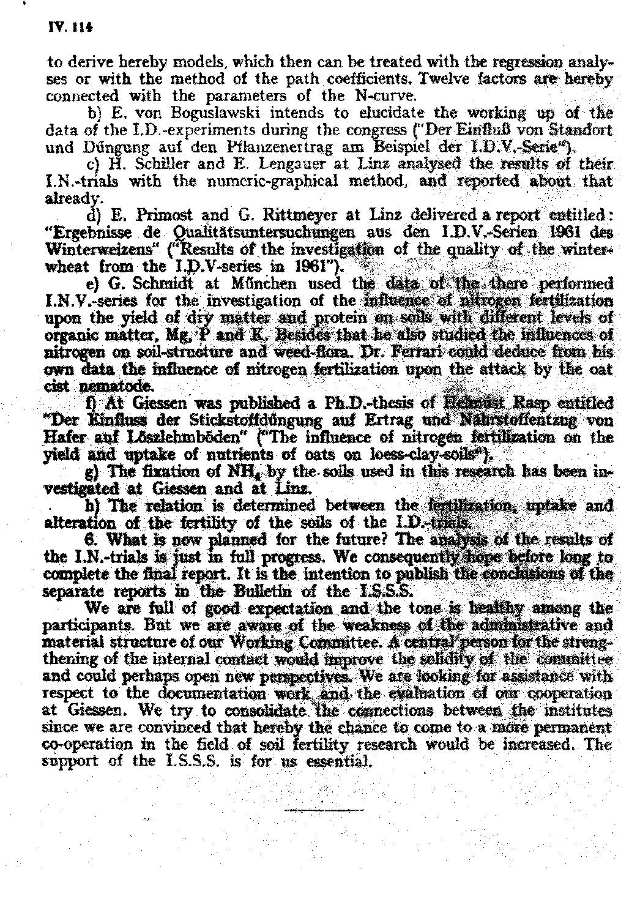to derive hereby models, which then can be treated with the regression analyses or with the method of the path coefficients. Twelve factors are hereby connected with the parameters of the N-curve.

b) E. von Boguslawski intends to elucidate the working up of the data of the I.D.-experiments during the congress ("Der Einfluß von Standort und Düngung auf den Pflanzenertrag am Beispiel der I.D.V.-Serie").

c) H. Schiller and E. Lengauer at Linz analysed the results of their I.N.-trials with the numeric-graphical method, and reported about that already.

d) E. Primost and G. Rittmeyer at Linz delivered a report entitled: "Ergebnisse de Qualitätsuntersuchungen aus den I.D.V.-Serien 1961 des Winterweizens" ("Results of the investigation of the quality of the winter-wheat from the I.D.V-series in 1961").

e) G. Schmidt at München used the data of the there performed I.N.V.-series for the investigation of the influence of nitrogen fertilization upon the yield of dry matter and protein on soils with different levels of organic matter, Mg, P and K. Besides that he also studied the influences of nitrogen on soil-structure and weed-flora. Dr. Ferrari could deduce from his own data the influence of nitrogen fertilization upon the attack by the oat cist nematode.

f) At Giessen was published a Ph.D.-thesis of Helmut Rasp entitled "Der Einfluss der Stickstoffdüngung auf Ertrag und Nährstoffentzug von Hafer auf Löszlehmböden" ("The influence of nitrogen fertilization on the yield and uptake of nutrients of oats on loess-clay-soils").

g) The fixation of $NH_4$ by the soils used in this research has been investigated at Giessen and at Linz.

h) The relation is determined between the fertilization, uptake and alteration of the fertility of the soils of the I.D.-trials.

6. What is now planned for the future? The analysis of the results of the I.N.-trials is just in full progress. We consequently hope before long to complete the final report. It is the intention to publish the conclusions of the separate reports in the Bulletin of the I.S.S.S.

We are full of good expectation and the tone is healthy among the participants. But we are aware of the weakness of the administrative and material structure of our Working Committee. A central person for the strengthening of the internal contact would improve the solidity of the committee and could perhaps open new perspectives. We are looking for assistance with respect to the documentation work and the evaluation of our cooperation at Giessen. We try to consolidate the connections between the institutes since we are convinced that hereby the chance to come to a more permanent co-operation in the field of soil fertility research would be increased. The support of the I.S.S.S. is for us essential.